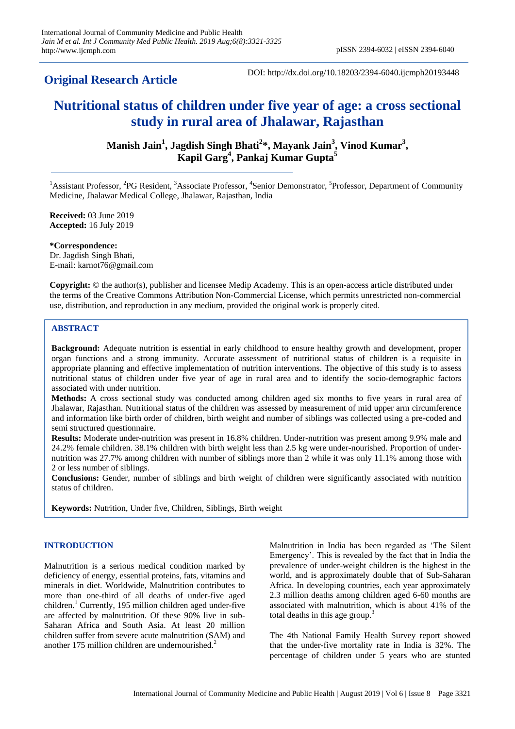**Original Research Article**

DOI: http://dx.doi.org/10.18203/2394-6040.ijcmph20193448

# Nutritional status of children under five year of age: a cross sectional study in rural area of Jhalawar, Rajasthan

**Manish Jain[1], Jagdish Singh Bhati[2]*, Mayank Jain[3], Vinod Kumar[3], Kapil Garg[4], Pankaj Kumar Gupta[5]**

[1]Assistant Professor, [2]PG Resident, [3]Associate Professor, [4]Senior Demonstrator, [5]Professor, Department of Community Medicine, Jhalawar Medical College, Jhalawar, Rajasthan, India

**Received:** 03 June 2019
**Accepted:** 16 July 2019

***Correspondence:**
Dr. Jagdish Singh Bhati,
E-mail: karnot76@gmail.com

**Copyright:** © the author(s), publisher and licensee Medip Academy. This is an open-access article distributed under the terms of the Creative Commons Attribution Non-Commercial License, which permits unrestricted non-commercial use, distribution, and reproduction in any medium, provided the original work is properly cited.

## ABSTRACT

**Background:** Adequate nutrition is essential in early childhood to ensure healthy growth and development, proper organ functions and a strong immunity. Accurate assessment of nutritional status of children is a requisite in appropriate planning and effective implementation of nutrition interventions. The objective of this study is to assess nutritional status of children under five year of age in rural area and to identify the socio-demographic factors associated with under nutrition.

**Methods:** A cross sectional study was conducted among children aged six months to five years in rural area of Jhalawar, Rajasthan. Nutritional status of the children was assessed by measurement of mid upper arm circumference and information like birth order of children, birth weight and number of siblings was collected using a pre-coded and semi structured questionnaire.

**Results:** Moderate under-nutrition was present in 16.8% children. Under-nutrition was present among 9.9% male and 24.2% female children. 38.1% children with birth weight less than 2.5 kg were under-nourished. Proportion of under-nutrition was 27.7% among children with number of siblings more than 2 while it was only 11.1% among those with 2 or less number of siblings.

**Conclusions:** Gender, number of siblings and birth weight of children were significantly associated with nutrition status of children.

**Keywords:** Nutrition, Under five, Children, Siblings, Birth weight

## INTRODUCTION

Malnutrition is a serious medical condition marked by deficiency of energy, essential proteins, fats, vitamins and minerals in diet. Worldwide, Malnutrition contributes to more than one-third of all deaths of under-five aged children.[1] Currently, 195 million children aged under-five are affected by malnutrition. Of these 90% live in sub-Saharan Africa and South Asia. At least 20 million children suffer from severe acute malnutrition (SAM) and another 175 million children are undernourished.[2]

Malnutrition in India has been regarded as 'The Silent Emergency'. This is revealed by the fact that in India the prevalence of under-weight children is the highest in the world, and is approximately double that of Sub-Saharan Africa. In developing countries, each year approximately 2.3 million deaths among children aged 6-60 months are associated with malnutrition, which is about 41% of the total deaths in this age group.[3]

The 4th National Family Health Survey report showed that the under-five mortality rate in India is 32%. The percentage of children under 5 years who are stunted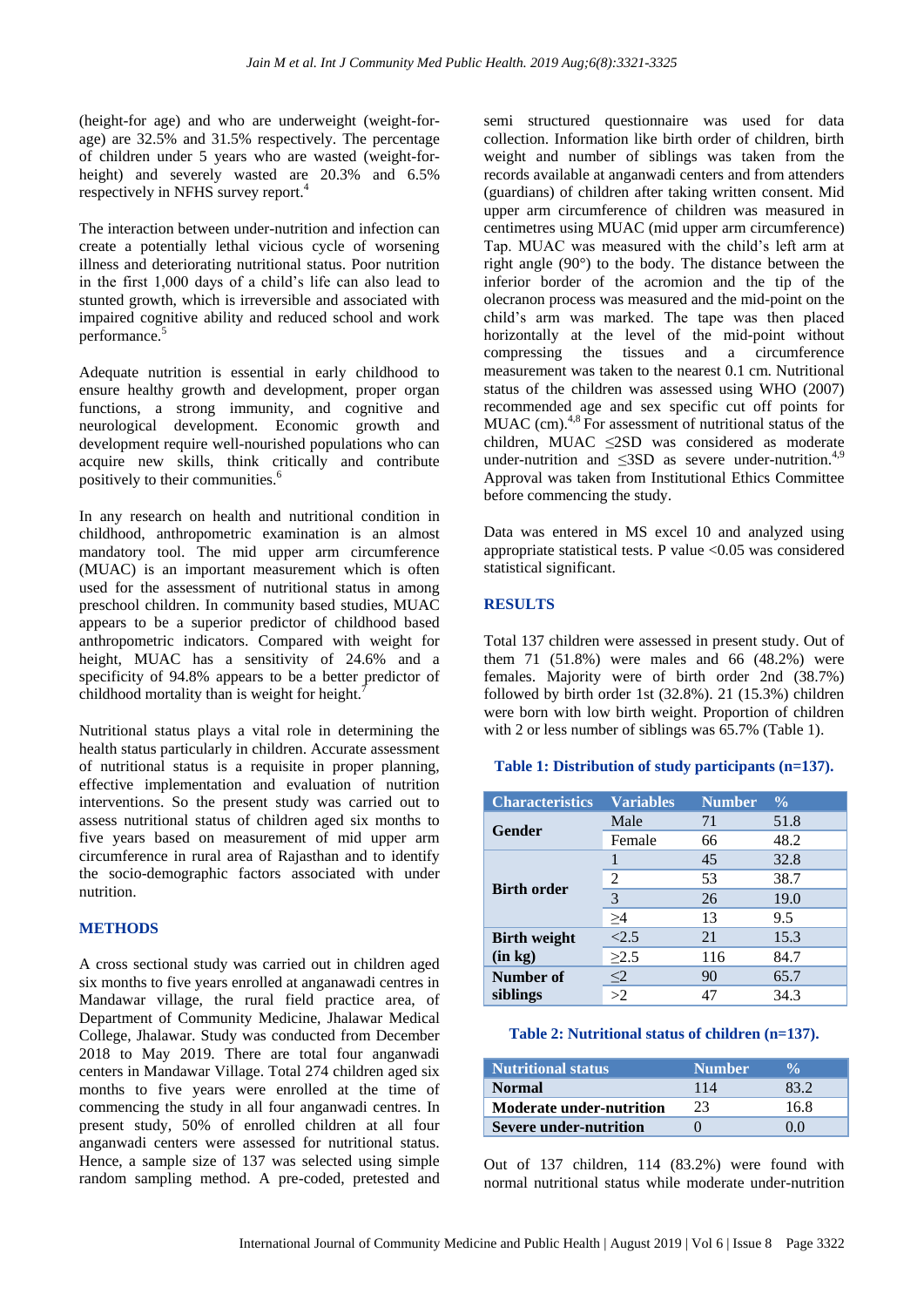(height-for age) and who are underweight (weight-for-age) are 32.5% and 31.5% respectively. The percentage of children under 5 years who are wasted (weight-for-height) and severely wasted are 20.3% and 6.5% respectively in NFHS survey report.[4]

The interaction between under-nutrition and infection can create a potentially lethal vicious cycle of worsening illness and deteriorating nutritional status. Poor nutrition in the first 1,000 days of a child's life can also lead to stunted growth, which is irreversible and associated with impaired cognitive ability and reduced school and work performance.[5]

Adequate nutrition is essential in early childhood to ensure healthy growth and development, proper organ functions, a strong immunity, and cognitive and neurological development. Economic growth and development require well-nourished populations who can acquire new skills, think critically and contribute positively to their communities.[6]

In any research on health and nutritional condition in childhood, anthropometric examination is an almost mandatory tool. The mid upper arm circumference (MUAC) is an important measurement which is often used for the assessment of nutritional status among preschool children. In community based studies, MUAC appears to be a superior predictor of childhood based anthropometric indicators. Compared with weight for height, MUAC has a sensitivity of 24.6% and a specificity of 94.8% appears to be a better predictor of childhood mortality than is weight for height.[7]

Nutritional status plays a vital role in determining the health status particularly in children. Accurate assessment of nutritional status is a requisite in proper planning, effective implementation and evaluation of nutrition interventions. So the present study was carried out to assess nutritional status of children aged six months to five years based on measurement of mid upper arm circumference in rural area of Rajasthan and to identify the socio-demographic factors associated with under nutrition.

## METHODS

A cross sectional study was carried out in children aged six months to five years enrolled at anganawadi centres in Mandawar village, the rural field practice area, of Department of Community Medicine, Jhalawar Medical College, Jhalawar. Study was conducted from December 2018 to May 2019. There are total four anganwadi centers in Mandawar Village. Total 274 children aged six months to five years were enrolled at the time of commencing the study in all four anganwadi centres. In present study, 50% of enrolled children at all four anganwadi centers were assessed for nutritional status. Hence, a sample size of 137 was selected using simple random sampling method. A pre-coded, pretested and semi structured questionnaire was used for data collection. Information like birth order of children, birth weight and number of siblings was taken from the records available at anganwadi centers and from attenders (guardians) of children after taking written consent. Mid upper arm circumference of children was measured in centimetres using MUAC (mid upper arm circumference) Tap. MUAC was measured with the child's left arm at right angle (90°) to the body. The distance between the inferior border of the acromion and the tip of the olecranon process was measured and the mid-point on the child's arm was marked. The tape was then placed horizontally at the level of the mid-point without compressing the tissues and a circumference measurement was taken to the nearest 0.1 cm. Nutritional status of the children was assessed using WHO (2007) recommended age and sex specific cut off points for MUAC (cm).[4,8] For assessment of nutritional status of the children, MUAC ≤2SD was considered as moderate under-nutrition and ≤3SD as severe under-nutrition.[4,9] Approval was taken from Institutional Ethics Committee before commencing the study.

Data was entered in MS excel 10 and analyzed using appropriate statistical tests. P value <0.05 was considered statistical significant.

## RESULTS

Total 137 children were assessed in present study. Out of them 71 (51.8%) were males and 66 (48.2%) were females. Majority were of birth order 2nd (38.7%) followed by birth order 1st (32.8%). 21 (15.3%) children were born with low birth weight. Proportion of children with 2 or less number of siblings was 65.7% (Table 1).

**Table 1: Distribution of study participants (n=137).**

| Characteristics | Variables | Number | % |
|---|---|---|---|
| Gender | Male | 71 | 51.8 |
| | Female | 66 | 48.2 |
| Birth order | 1 | 45 | 32.8 |
| | 2 | 53 | 38.7 |
| | 3 | 26 | 19.0 |
| | ≥4 | 13 | 9.5 |
| Birth weight (in kg) | <2.5 | 21 | 15.3 |
| | ≥2.5 | 116 | 84.7 |
| Number of siblings | ≤2 | 90 | 65.7 |
| | >2 | 47 | 34.3 |

**Table 2: Nutritional status of children (n=137).**

| Nutritional status | Number | % |
|---|---|---|
| **Normal** | 114 | 83.2 |
| **Moderate under-nutrition** | 23 | 16.8 |
| **Severe under-nutrition** | 0 | 0.0 |

Out of 137 children, 114 (83.2%) were found with normal nutritional status while moderate under-nutrition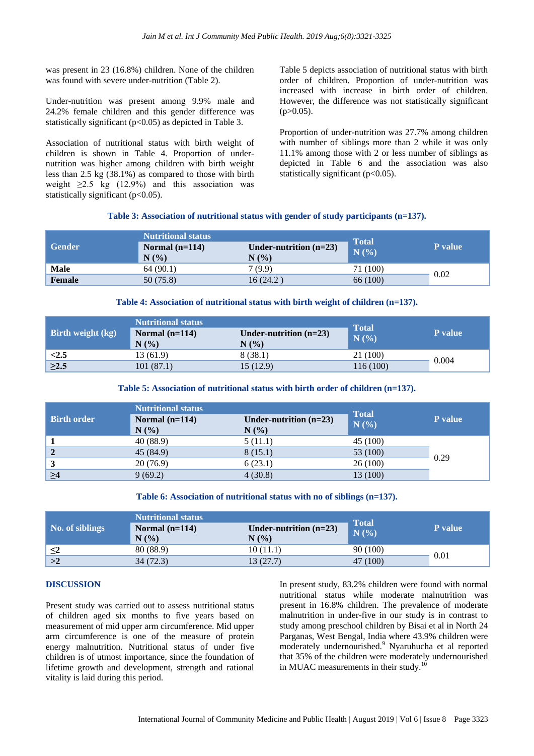was present in 23 (16.8%) children. None of the children was found with severe under-nutrition (Table 2).

Under-nutrition was present among 9.9% male and 24.2% female children and this gender difference was statistically significant ($p<0.05$) as depicted in Table 3.

Association of nutritional status with birth weight of children is shown in Table 4. Proportion of under-nutrition was higher among children with birth weight less than 2.5 kg (38.1%) as compared to those with birth weight ≥2.5 kg (12.9%) and this association was statistically significant ($p<0.05$).

Table 5 depicts association of nutritional status with birth order of children. Proportion of under-nutrition was increased with increase in birth order of children. However, the difference was not statistically significant ($p>0.05$).

Proportion of under-nutrition was 27.7% among children with number of siblings more than 2 while it was only 11.1% among those with 2 or less number of siblings as depicted in Table 6 and the association was also statistically significant ($p<0.05$).

**Table 3: Association of nutritional status with gender of study participants (n=137).**

| Gender | Nutritional status | | Total N (%) | P value |
|---|---|---|---|---|
| | Normal (n=114) N (%) | Under-nutrition (n=23) N (%) | | |
| **Male** | 64 (90.1) | 7 (9.9) | 71 (100) | 0.02 |
| **Female** | 50 (75.8) | 16 (24.2 ) | 66 (100) | |

**Table 4: Association of nutritional status with birth weight of children (n=137).**

| Birth weight (kg) | Nutritional status | | Total N (%) | P value |
|---|---|---|---|---|
| | Normal (n=114) N (%) | Under-nutrition (n=23) N (%) | | |
| **<2.5** | 13 (61.9) | 8 (38.1) | 21 (100) | 0.004 |
| **≥2.5** | 101 (87.1) | 15 (12.9) | 116 (100) | |

**Table 5: Association of nutritional status with birth order of children (n=137).**

| Birth order | Nutritional status | | Total N (%) | P value |
|---|---|---|---|---|
| | Normal (n=114) N (%) | Under-nutrition (n=23) N (%) | | |
| **1** | 40 (88.9) | 5 (11.1) | 45 (100) | 0.29 |
| **2** | 45 (84.9) | 8 (15.1) | 53 (100) | |
| **3** | 20 (76.9) | 6 (23.1) | 26 (100) | |
| **≥4** | 9 (69.2) | 4 (30.8) | 13 (100) | |

**Table 6: Association of nutritional status with no of siblings (n=137).**

| No. of siblings | Nutritional status | | Total N (%) | P value |
|---|---|---|---|---|
| | Normal (n=114) N (%) | Under-nutrition (n=23) N (%) | | |
| **≤2** | 80 (88.9) | 10 (11.1) | 90 (100) | 0.01 |
| **>2** | 34 (72.3) | 13 (27.7) | 47 (100) | |

## DISCUSSION

Present study was carried out to assess nutritional status of children aged six months to five years based on measurement of mid upper arm circumference. Mid upper arm circumference is one of the measure of protein energy malnutrition. Nutritional status of under five children is of utmost importance, since the foundation of lifetime growth and development, strength and rational vitality is laid during this period.

In present study, 83.2% children were found with normal nutritional status while moderate malnutrition was present in 16.8% children. The prevalence of moderate malnutrition in under-five in our study is in contrast to study among preschool children by Bisai et al in North 24 Parganas, West Bengal, India where 43.9% children were moderately undernourished.[9] Nyaruhucha et al reported that 35% of the children were moderately undernourished in MUAC measurements in their study.[10]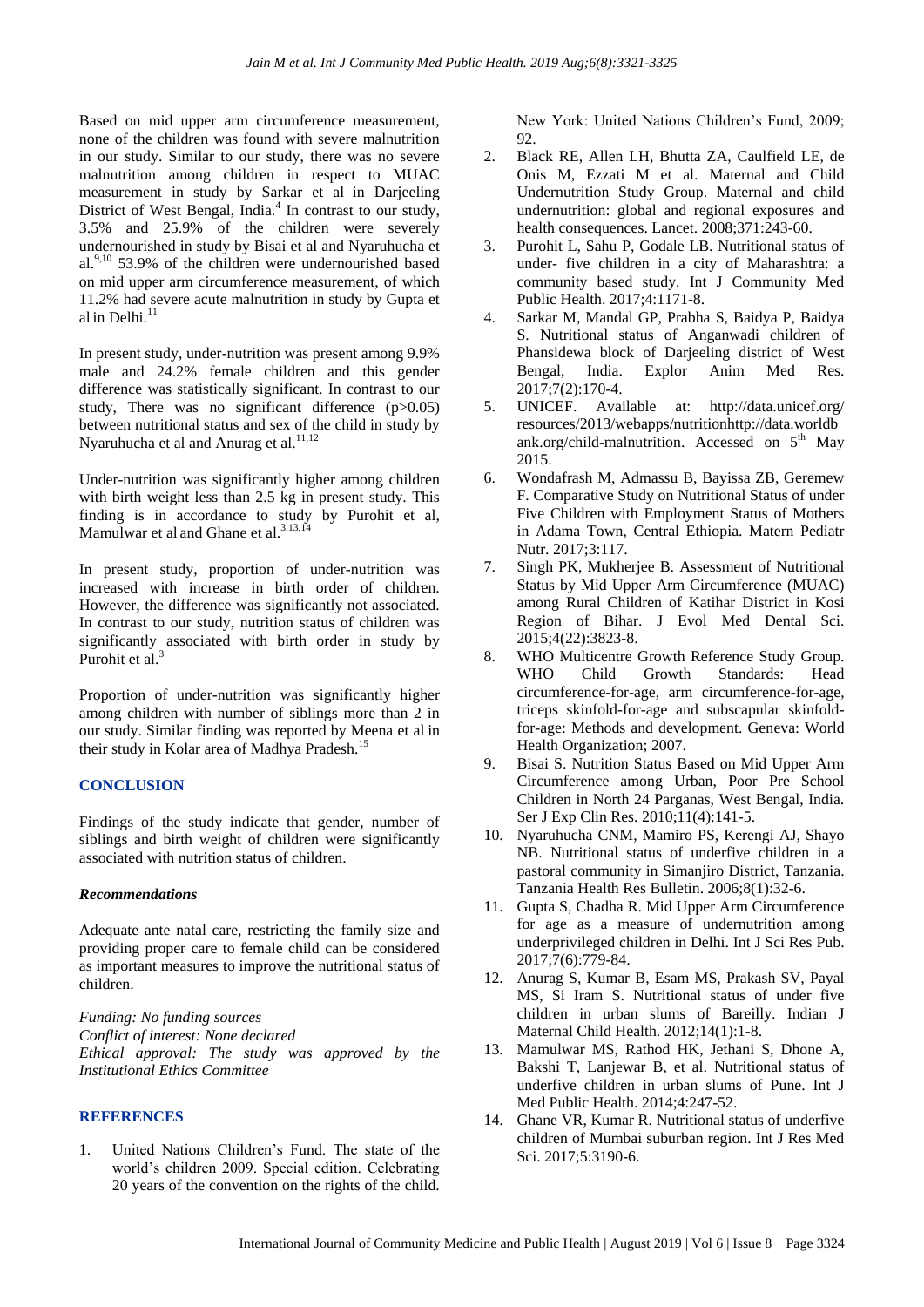Based on mid upper arm circumference measurement, none of the children was found with severe malnutrition in our study. Similar to our study, there was no severe malnutrition among children in respect to MUAC measurement in study by Sarkar et al in Darjeeling District of West Bengal, India.[4] In contrast to our study, 3.5% and 25.9% of the children were severely undernourished in study by Bisai et al and Nyaruhucha et al.[9,10] 53.9% of the children were undernourished based on mid upper arm circumference measurement, of which 11.2% had severe acute malnutrition in study by Gupta et al in Delhi.[11]

In present study, under-nutrition was present among 9.9% male and 24.2% female children and this gender difference was statistically significant. In contrast to our study, There was no significant difference ($p>0.05$) between nutritional status and sex of the child in study by Nyaruhucha et al and Anurag et al.[11,12]

Under-nutrition was significantly higher among children with birth weight less than 2.5 kg in present study. This finding is in accordance to study by Purohit et al, Mamulwar et al and Ghane et al.[3,13,14]

In present study, proportion of under-nutrition was increased with increase in birth order of children. However, the difference was significantly not associated. In contrast to our study, nutrition status of children was significantly associated with birth order in study by Purohit et al.[3]

Proportion of under-nutrition was significantly higher among children with number of siblings more than 2 in our study. Similar finding was reported by Meena et al in their study in Kolar area of Madhya Pradesh.[15]

## CONCLUSION

Findings of the study indicate that gender, number of siblings and birth weight of children were significantly associated with nutrition status of children.

### *Recommendations*

Adequate ante natal care, restricting the family size and providing proper care to female child can be considered as important measures to improve the nutritional status of children.

*Funding: No funding sources*
*Conflict of interest: None declared*
*Ethical approval: The study was approved by the Institutional Ethics Committee*

## REFERENCES

1. United Nations Children's Fund. The state of the world's children 2009. Special edition. Celebrating 20 years of the convention on the rights of the child. New York: United Nations Children's Fund, 2009; 92.
2. Black RE, Allen LH, Bhutta ZA, Caulfield LE, de Onis M, Ezzati M et al. Maternal and Child Undernutrition Study Group. Maternal and child undernutrition: global and regional exposures and health consequences. Lancet. 2008;371:243-60.
3. Purohit L, Sahu P, Godale LB. Nutritional status of under- five children in a city of Maharashtra: a community based study. Int J Community Med Public Health. 2017;4:1171-8.
4. Sarkar M, Mandal GP, Prabha S, Baidya P, Baidya S. Nutritional status of Anganwadi children of Phansidewa block of Darjeeling district of West Bengal, India. Explor Anim Med Res. 2017;7(2):170-4.
5. UNICEF. Available at: http://data.unicef.org/ resources/2013/webapps/nutritionhttp://data.worldbank.org/child-malnutrition. Accessed on 5th May 2015.
6. Wondafrash M, Admassu B, Bayissa ZB, Geremew F. Comparative Study on Nutritional Status of under Five Children with Employment Status of Mothers in Adama Town, Central Ethiopia. Matern Pediatr Nutr. 2017;3:117.
7. Singh PK, Mukherjee B. Assessment of Nutritional Status by Mid Upper Arm Circumference (MUAC) among Rural Children of Katihar District in Kosi Region of Bihar. J Evol Med Dental Sci. 2015;4(22):3823-8.
8. WHO Multicentre Growth Reference Study Group. WHO Child Growth Standards: Head circumference-for-age, arm circumference-for-age, triceps skinfold-for-age and subscapular skinfold-for-age: Methods and development. Geneva: World Health Organization; 2007.
9. Bisai S. Nutrition Status Based on Mid Upper Arm Circumference among Urban, Poor Pre School Children in North 24 Parganas, West Bengal, India. Ser J Exp Clin Res. 2010;11(4):141-5.
10. Nyaruhucha CNM, Mamiro PS, Kerengi AJ, Shayo NB. Nutritional status of underfive children in a pastoral community in Simanjiro District, Tanzania. Tanzania Health Res Bulletin. 2006;8(1):32-6.
11. Gupta S, Chadha R. Mid Upper Arm Circumference for age as a measure of undernutrition among underprivileged children in Delhi. Int J Sci Res Pub. 2017;7(6):779-84.
12. Anurag S, Kumar B, Esam MS, Prakash SV, Payal MS, Si Iram S. Nutritional status of under five children in urban slums of Bareilly. Indian J Maternal Child Health. 2012;14(1):1-8.
13. Mamulwar MS, Rathod HK, Jethani S, Dhone A, Bakshi T, Lanjewar B, et al. Nutritional status of underfive children in urban slums of Pune. Int J Med Public Health. 2014;4:247-52.
14. Ghane VR, Kumar R. Nutritional status of underfive children of Mumbai suburban region. Int J Res Med Sci. 2017;5:3190-6.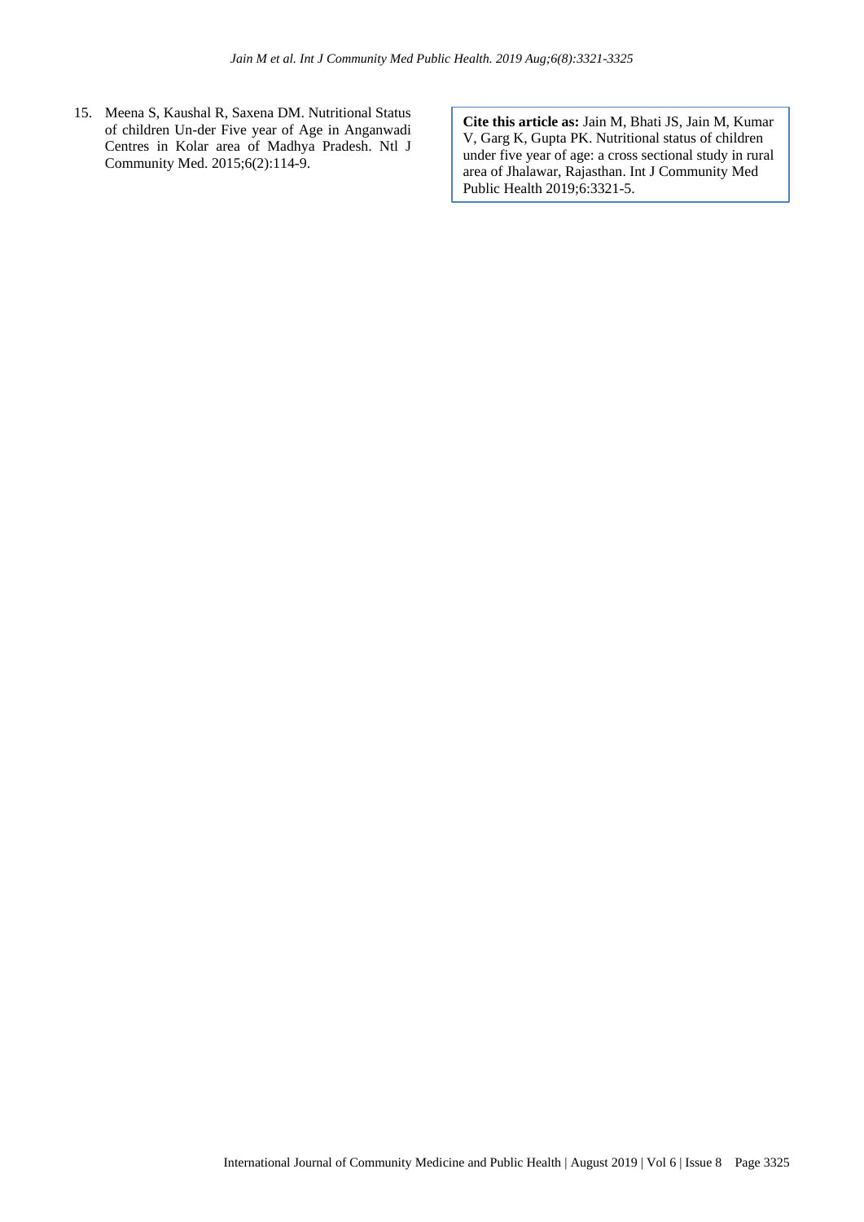15. Meena S, Kaushal R, Saxena DM. Nutritional Status of children Un-der Five year of Age in Anganwadi Centres in Kolar area of Madhya Pradesh. Ntl J Community Med. 2015;6(2):114-9.

**Cite this article as:** Jain M, Bhati JS, Jain M, Kumar V, Garg K, Gupta PK. Nutritional status of children under five year of age: a cross sectional study in rural area of Jhalawar, Rajasthan. Int J Community Med Public Health 2019;6:3321-5.